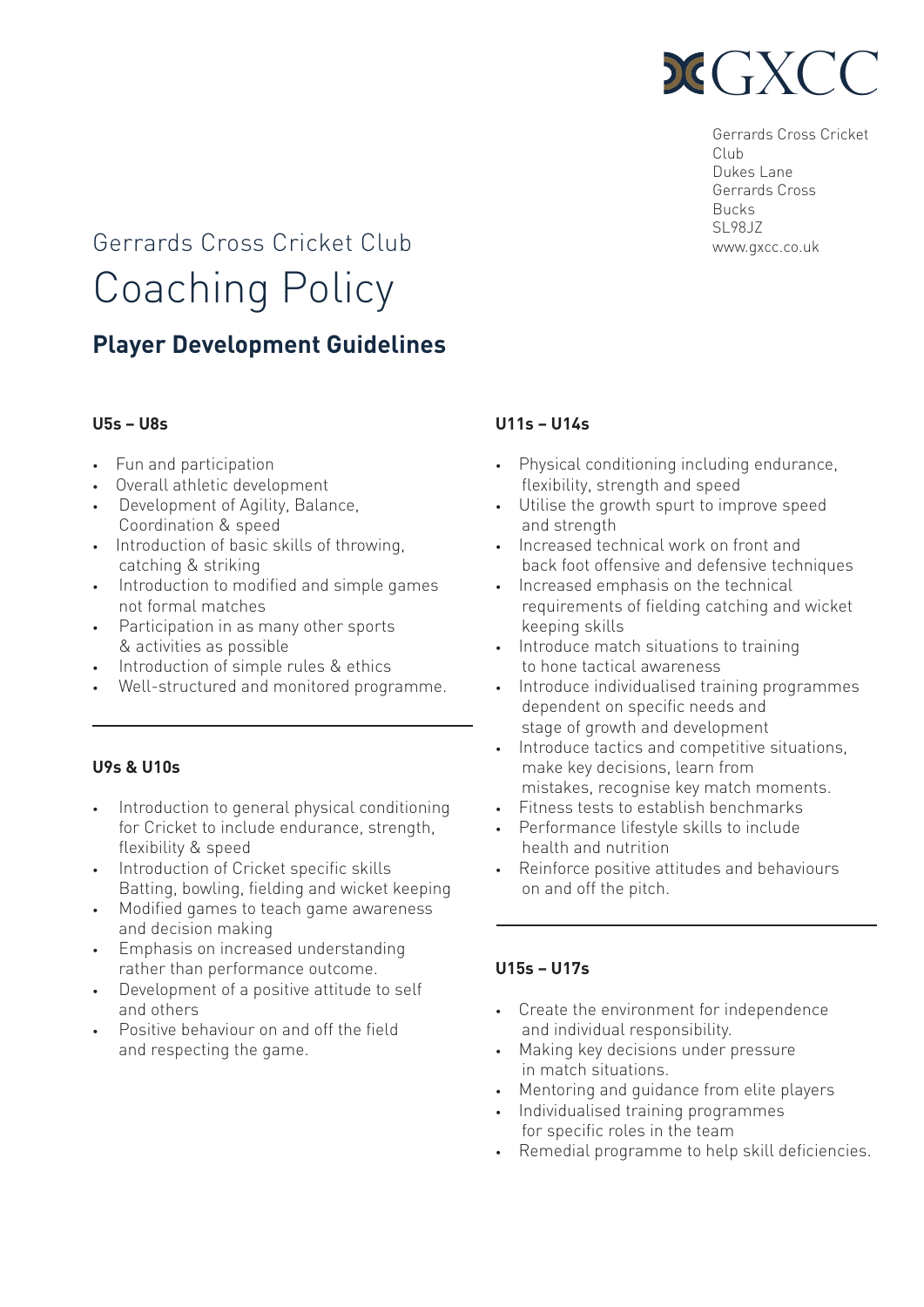GXCC

Gerrards Cross Cricket Club
Dukes Lane
Gerrards Cross
Bucks
SL98JZ
www.gxcc.co.uk

# Gerrards Cross Cricket Club
# Coaching Policy

## Player Development Guidelines

**U5s – U8s**

- Fun and participation
- Overall athletic development
- Development of Agility, Balance, Coordination & speed
- Introduction of basic skills of throwing, catching & striking
- Introduction to modified and simple games not formal matches
- Participation in as many other sports & activities as possible
- Introduction of simple rules & ethics
- Well-structured and monitored programme.

**U9s & U10s**

- Introduction to general physical conditioning for Cricket to include endurance, strength, flexibility & speed
- Introduction of Cricket specific skills Batting, bowling, fielding and wicket keeping
- Modified games to teach game awareness and decision making
- Emphasis on increased understanding rather than performance outcome.
- Development of a positive attitude to self and others
- Positive behaviour on and off the field and respecting the game.

**U11s – U14s**

- Physical conditioning including endurance, flexibility, strength and speed
- Utilise the growth spurt to improve speed and strength
- Increased technical work on front and back foot offensive and defensive techniques
- Increased emphasis on the technical requirements of fielding catching and wicket keeping skills
- Introduce match situations to training to hone tactical awareness
- Introduce individualised training programmes dependent on specific needs and stage of growth and development
- Introduce tactics and competitive situations, make key decisions, learn from mistakes, recognise key match moments.
- Fitness tests to establish benchmarks
- Performance lifestyle skills to include health and nutrition
- Reinforce positive attitudes and behaviours on and off the pitch.

**U15s – U17s**

- Create the environment for independence and individual responsibility.
- Making key decisions under pressure in match situations.
- Mentoring and guidance from elite players
- Individualised training programmes for specific roles in the team
- Remedial programme to help skill deficiencies.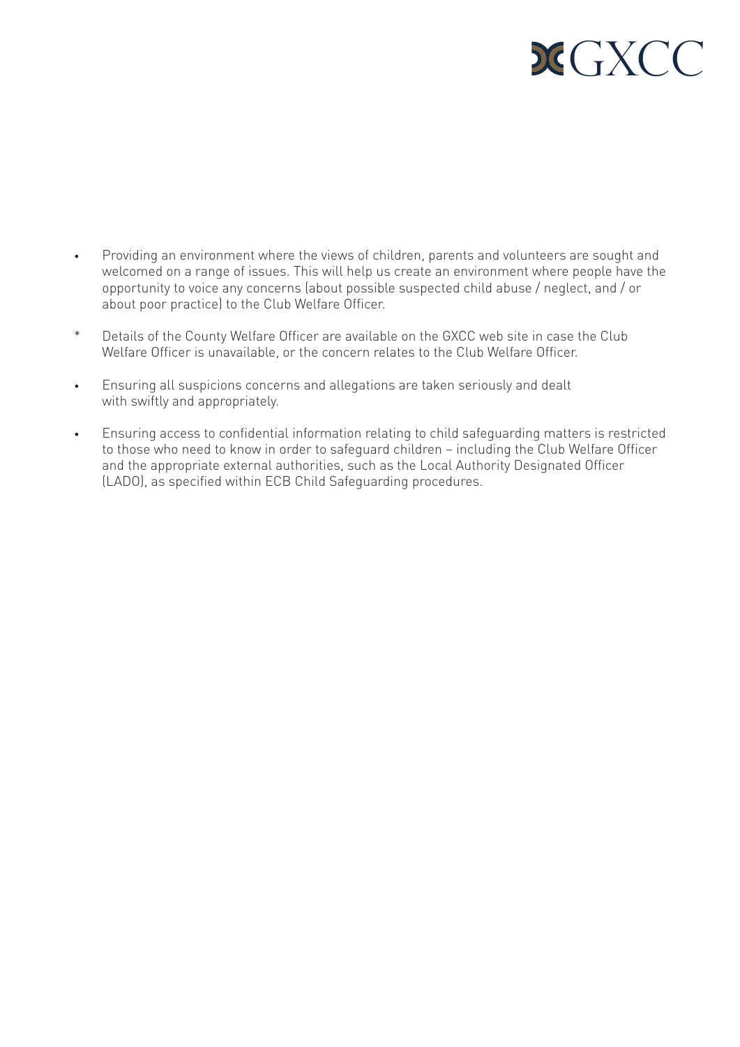- Providing an environment where the views of children, parents and volunteers are sought and welcomed on a range of issues. This will help us create an environment where people have the opportunity to voice any concerns (about possible suspected child abuse / neglect, and / or about poor practice) to the Club Welfare Officer.

\* Details of the County Welfare Officer are available on the GXCC web site in case the Club Welfare Officer is unavailable, or the concern relates to the Club Welfare Officer.

- Ensuring all suspicions concerns and allegations are taken seriously and dealt with swiftly and appropriately.
- Ensuring access to confidential information relating to child safeguarding matters is restricted to those who need to know in order to safeguard children – including the Club Welfare Officer and the appropriate external authorities, such as the Local Authority Designated Officer (LADO), as specified within ECB Child Safeguarding procedures.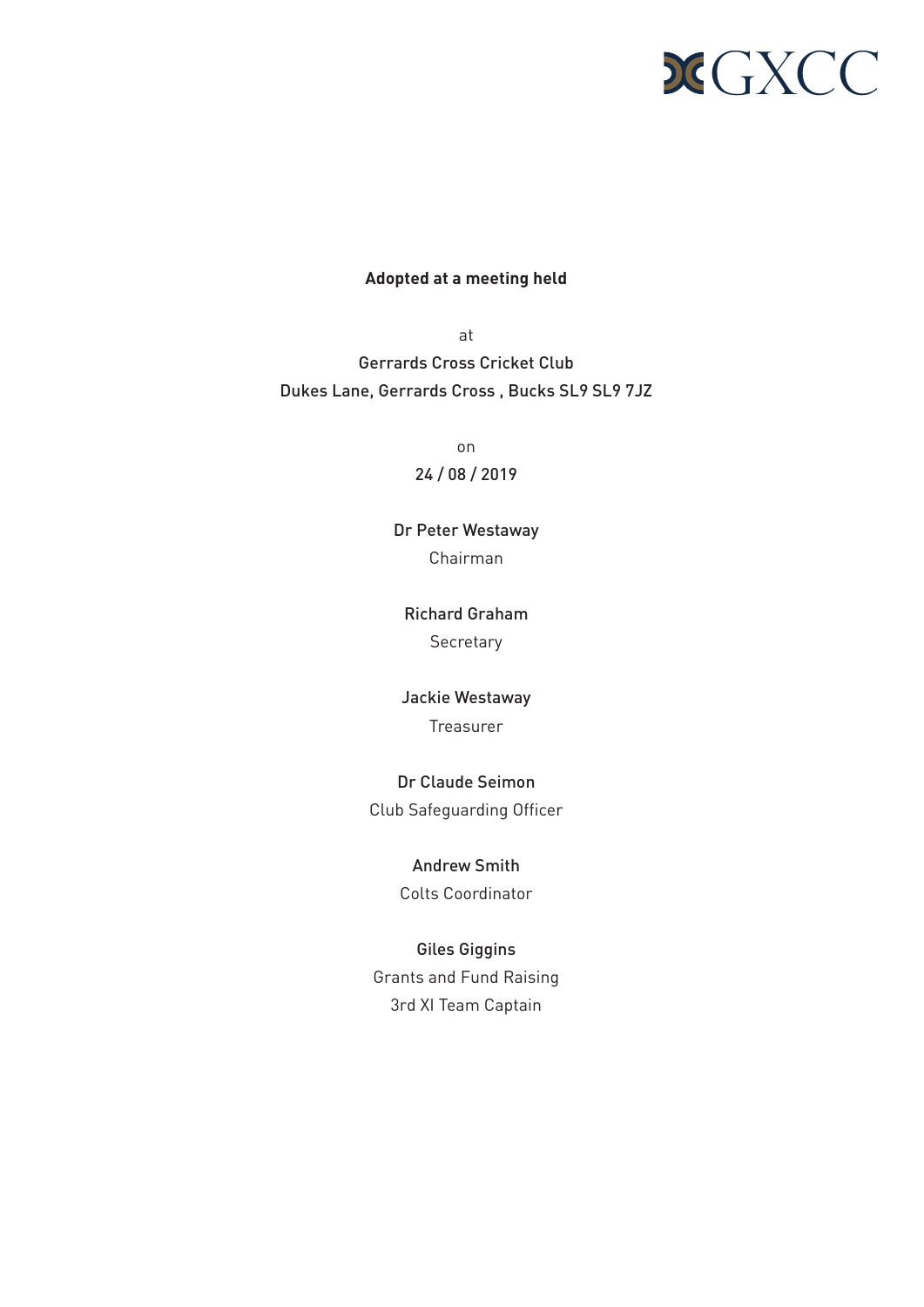GXCC

**Adopted at a meeting held**

at

Gerrards Cross Cricket Club

Dukes Lane, Gerrards Cross , Bucks SL9 SL9 7JZ

on

24 / 08 / 2019

Dr Peter Westaway

Chairman

Richard Graham

Secretary

Jackie Westaway

Treasurer

Dr Claude Seimon

Club Safeguarding Officer

Andrew Smith

Colts Coordinator

Giles Giggins

Grants and Fund Raising

3rd XI Team Captain